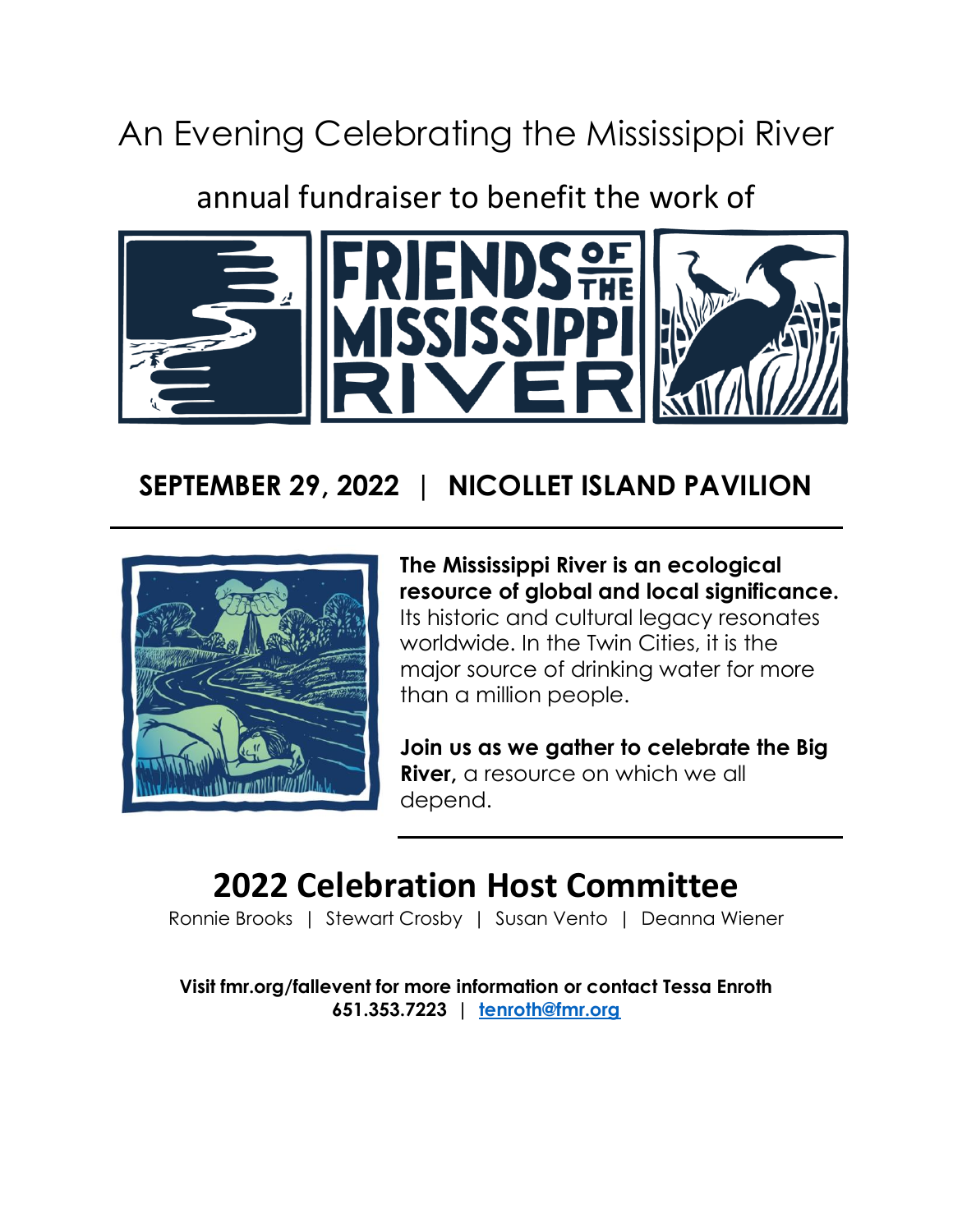# An Evening Celebrating the Mississippi River

annual fundraiser to benefit the work of

FRIENDS OF THE MISSISSIPPI RIVER

## SEPTEMBER 29, 2022 | NICOLLET ISLAND PAVILION

---

**The Mississippi River is an ecological resource of global and local significance.** Its historic and cultural legacy resonates worldwide. In the Twin Cities, it is the major source of drinking water for more than a million people.

**Join us as we gather to celebrate the Big River,** a resource on which we all depend.

---

## 2022 Celebration Host Committee

Ronnie Brooks | Stewart Crosby | Susan Vento | Deanna Wiener

**Visit fmr.org/fallevent for more information or contact Tessa Enroth**
**651.353.7223 | tenroth@fmr.org**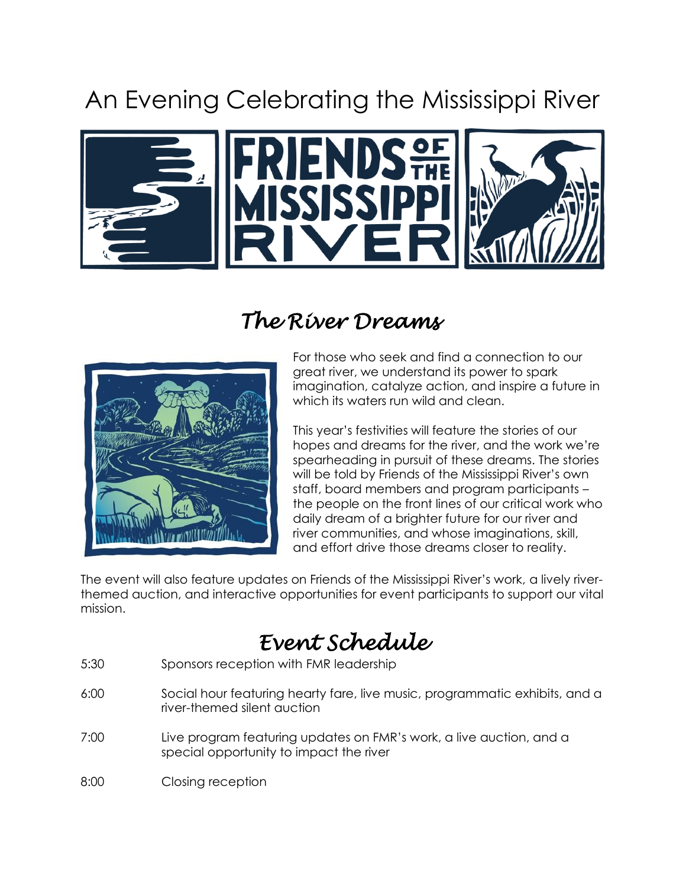# An Evening Celebrating the Mississippi River

FRIENDS OF THE MISSISSIPPI RIVER

## *The River Dreams*

For those who seek and find a connection to our great river, we understand its power to spark imagination, catalyze action, and inspire a future in which its waters run wild and clean.

This year's festivities will feature the stories of our hopes and dreams for the river, and the work we're spearheading in pursuit of these dreams. The stories will be told by Friends of the Mississippi River's own staff, board members and program participants – the people on the front lines of our critical work who daily dream of a brighter future for our river and river communities, and whose imaginations, skill, and effort drive those dreams closer to reality.

The event will also feature updates on Friends of the Mississippi River's work, a lively river-themed auction, and interactive opportunities for event participants to support our vital mission.

## *Event Schedule*

| | |
|---|---|
| 5:30 | Sponsors reception with FMR leadership |
| 6:00 | Social hour featuring hearty fare, live music, programmatic exhibits, and a river-themed silent auction |
| 7:00 | Live program featuring updates on FMR's work, a live auction, and a special opportunity to impact the river |
| 8:00 | Closing reception |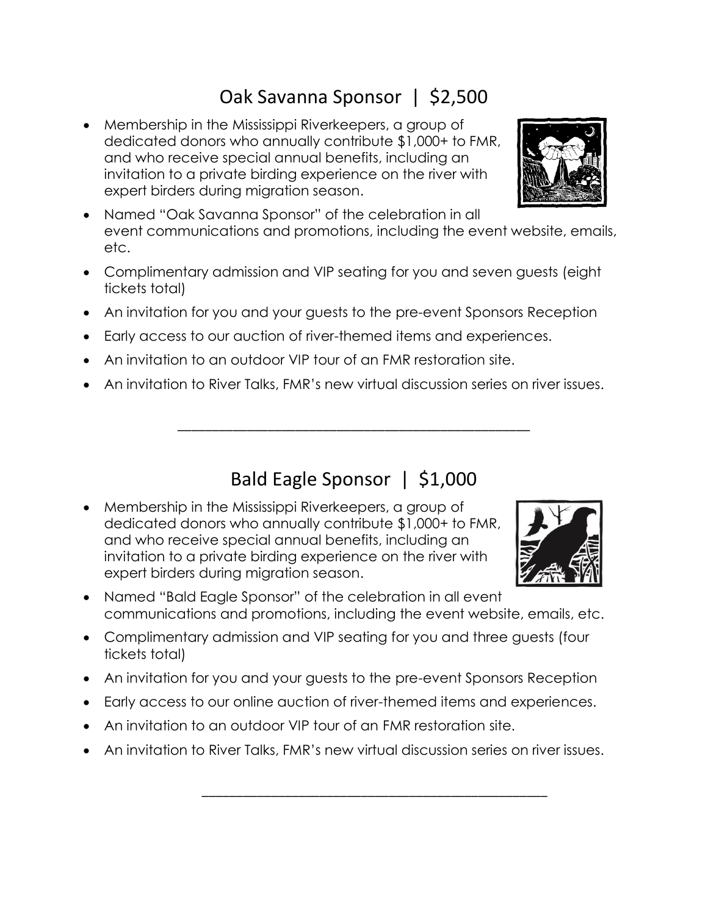## Oak Savanna Sponsor | $2,500

- Membership in the Mississippi Riverkeepers, a group of dedicated donors who annually contribute $1,000+ to FMR, and who receive special annual benefits, including an invitation to a private birding experience on the river with expert birders during migration season.
- Named "Oak Savanna Sponsor" of the celebration in all event communications and promotions, including the event website, emails, etc.
- Complimentary admission and VIP seating for you and seven guests (eight tickets total)
- An invitation for you and your guests to the pre-event Sponsors Reception
- Early access to our auction of river-themed items and experiences.
- An invitation to an outdoor VIP tour of an FMR restoration site.
- An invitation to River Talks, FMR's new virtual discussion series on river issues.

---

## Bald Eagle Sponsor | $1,000

- Membership in the Mississippi Riverkeepers, a group of dedicated donors who annually contribute $1,000+ to FMR, and who receive special annual benefits, including an invitation to a private birding experience on the river with expert birders during migration season.
- Named "Bald Eagle Sponsor" of the celebration in all event communications and promotions, including the event website, emails, etc.
- Complimentary admission and VIP seating for you and three guests (four tickets total)
- An invitation for you and your guests to the pre-event Sponsors Reception
- Early access to our online auction of river-themed items and experiences.
- An invitation to an outdoor VIP tour of an FMR restoration site.
- An invitation to River Talks, FMR's new virtual discussion series on river issues.

---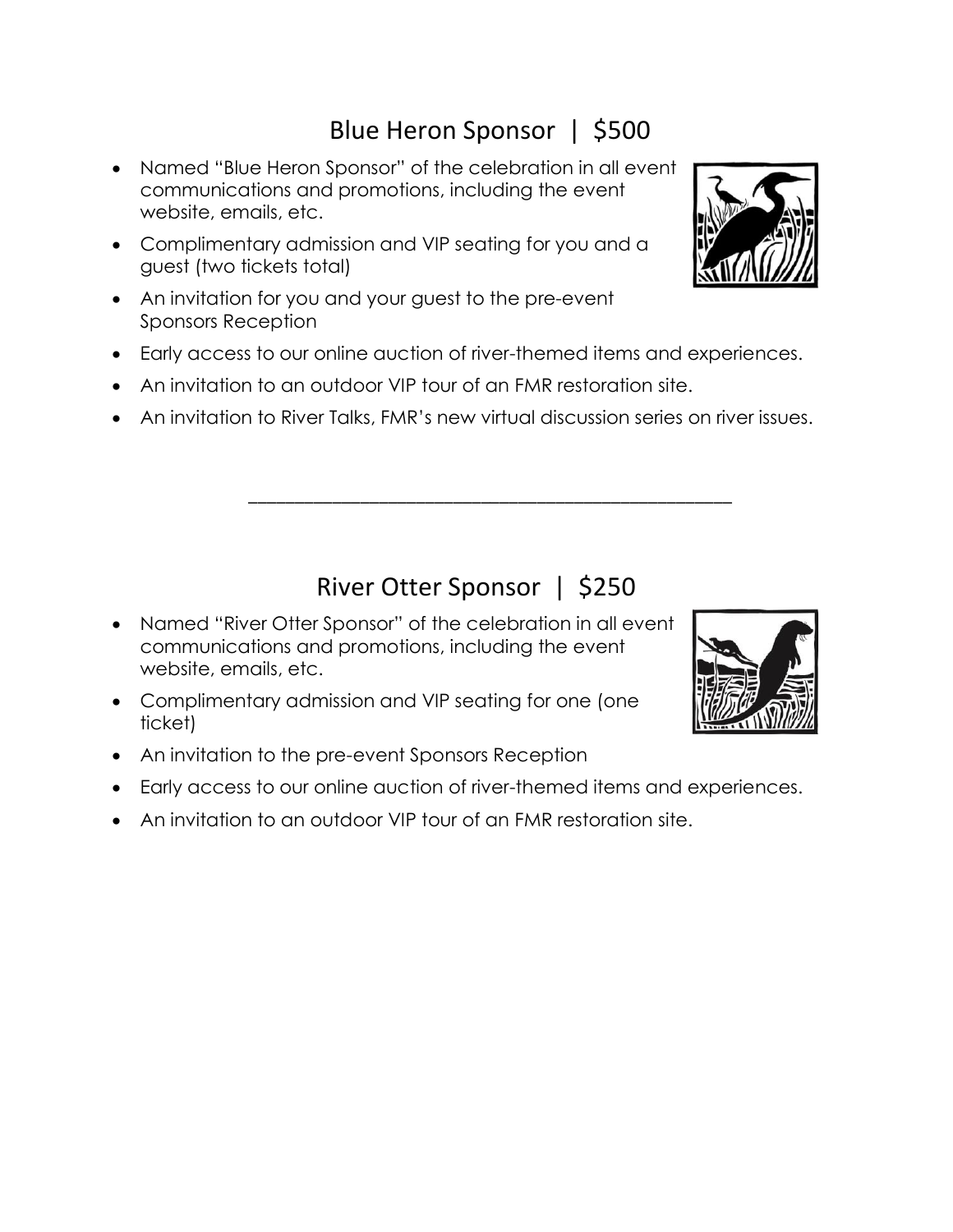## Blue Heron Sponsor | $500

- Named "Blue Heron Sponsor" of the celebration in all event communications and promotions, including the event website, emails, etc.
- Complimentary admission and VIP seating for you and a guest (two tickets total)
- An invitation for you and your guest to the pre-event Sponsors Reception
- Early access to our online auction of river-themed items and experiences.
- An invitation to an outdoor VIP tour of an FMR restoration site.
- An invitation to River Talks, FMR's new virtual discussion series on river issues.

---

## River Otter Sponsor | $250

- Named "River Otter Sponsor" of the celebration in all event communications and promotions, including the event website, emails, etc.
- Complimentary admission and VIP seating for one (one ticket)
- An invitation to the pre-event Sponsors Reception
- Early access to our online auction of river-themed items and experiences.
- An invitation to an outdoor VIP tour of an FMR restoration site.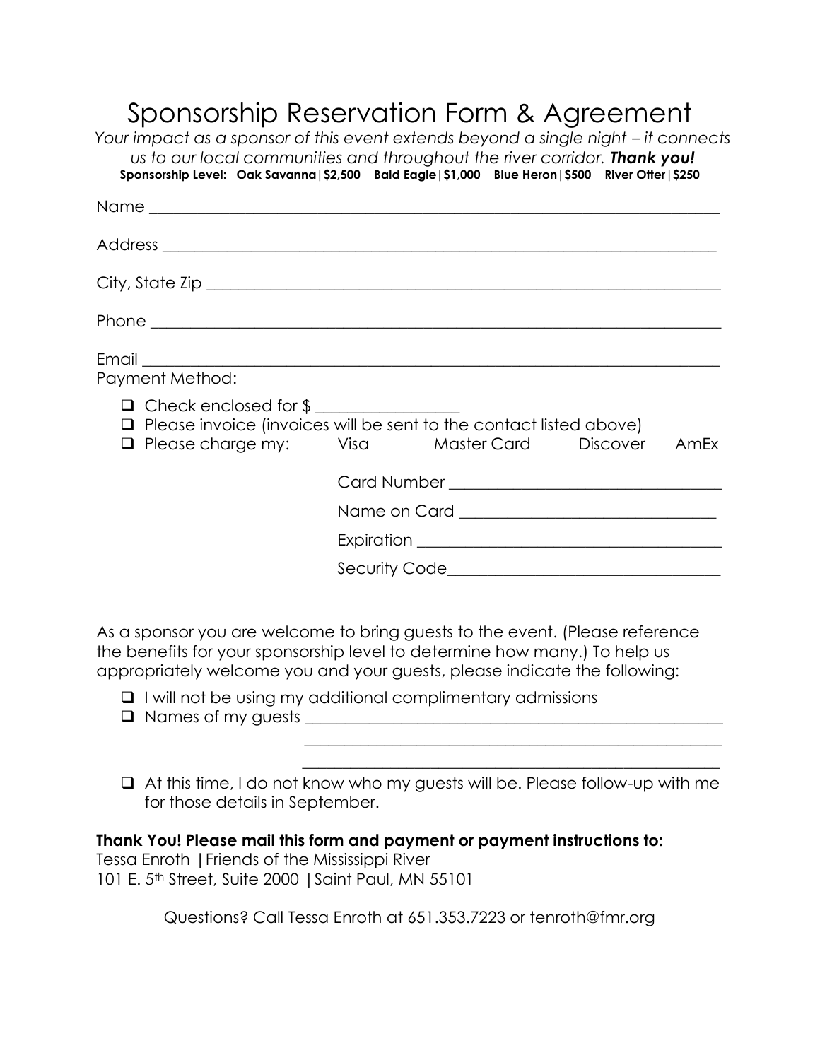# Sponsorship Reservation Form & Agreement

*Your impact as a sponsor of this event extends beyond a single night – it connects us to our local communities and throughout the river corridor.* ***Thank you!***

**Sponsorship Level: Oak Savanna|$2,500 Bald Eagle|$1,000 Blue Heron|$500 River Otter|$250**

Name ___________________________________________________________________

Address _________________________________________________________________

City, State Zip ____________________________________________________________

Phone ___________________________________________________________________

Email ___________________________________________________________________

Payment Method:

- ☐ Check enclosed for $ _______________
- ☐ Please invoice (invoices will be sent to the contact listed above)
- ☐ Please charge my: Visa Master Card Discover AmEx

Card Number ______________________________

Name on Card _____________________________

Expiration ________________________________

Security Code______________________________

As a sponsor you are welcome to bring guests to the event. (Please reference the benefits for your sponsorship level to determine how many.) To help us appropriately welcome you and your guests, please indicate the following:

- ☐ I will not be using my additional complimentary admissions
- ☐ Names of my guests _______________________________________________

  _______________________________________________

  _______________________________________________

- ☐ At this time, I do not know who my guests will be. Please follow-up with me for those details in September.

**Thank You! Please mail this form and payment or payment instructions to:**

Tessa Enroth |Friends of the Mississippi River
101 E. 5th Street, Suite 2000 |Saint Paul, MN 55101

Questions? Call Tessa Enroth at 651.353.7223 or tenroth@fmr.org